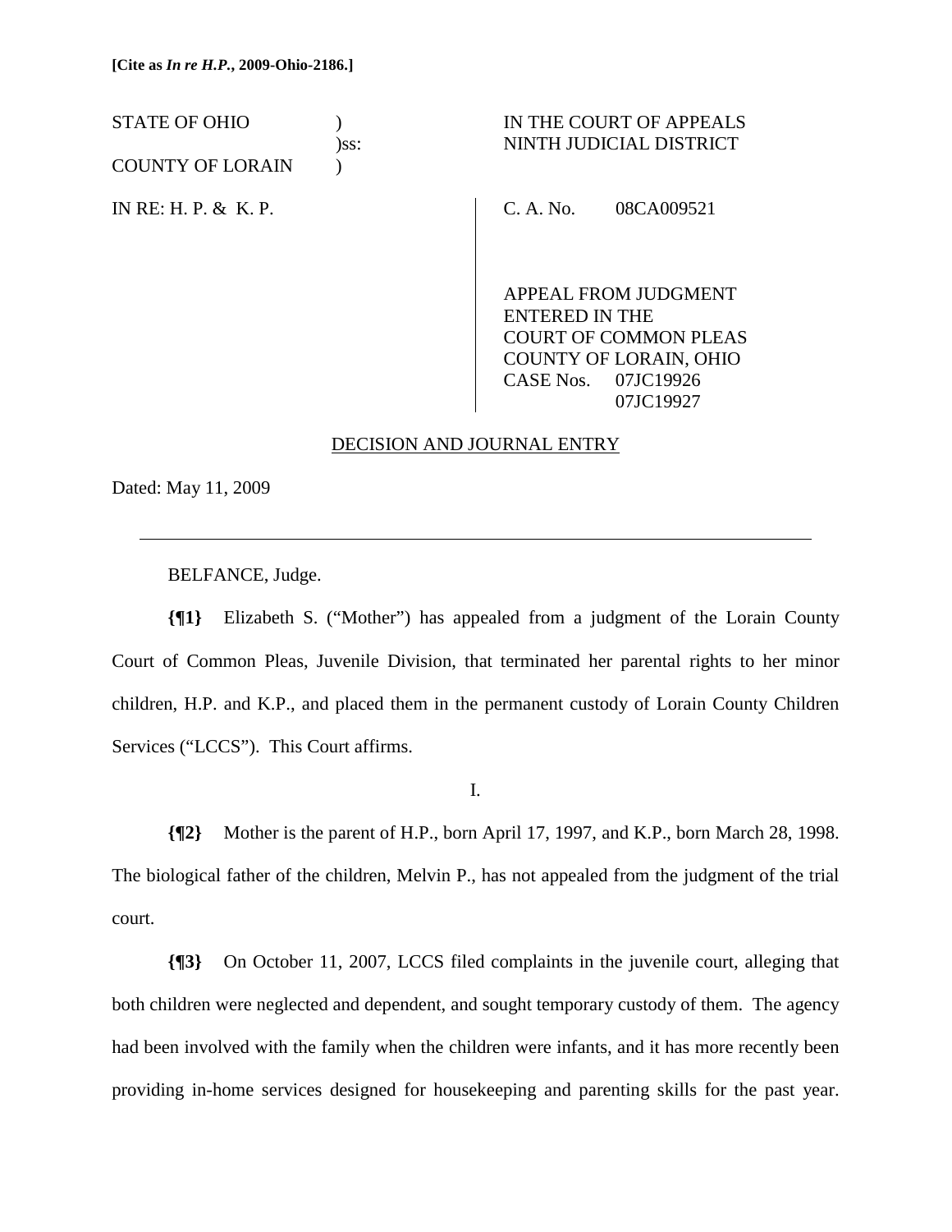**[Cite as *In re H.P.*, 2009-Ohio-2186.]**

| STATE OF OHIO | ) | IN THE COURT OF APPEALS |
|---|---|---|
| | )ss: | NINTH JUDICIAL DISTRICT |
| COUNTY OF LORAIN | ) | |

IN RE: H. P. & K. P.

C. A. No. 08CA009521

APPEAL FROM JUDGMENT ENTERED IN THE COURT OF COMMON PLEAS COUNTY OF LORAIN, OHIO CASE Nos. 07JC19926 07JC19927

DECISION AND JOURNAL ENTRY

Dated: May 11, 2009

---

BELFANCE, Judge.

**{¶1}** Elizabeth S. ("Mother") has appealed from a judgment of the Lorain County Court of Common Pleas, Juvenile Division, that terminated her parental rights to her minor children, H.P. and K.P., and placed them in the permanent custody of Lorain County Children Services ("LCCS"). This Court affirms.

I.

**{¶2}** Mother is the parent of H.P., born April 17, 1997, and K.P., born March 28, 1998. The biological father of the children, Melvin P., has not appealed from the judgment of the trial court.

**{¶3}** On October 11, 2007, LCCS filed complaints in the juvenile court, alleging that both children were neglected and dependent, and sought temporary custody of them. The agency had been involved with the family when the children were infants, and it has more recently been providing in-home services designed for housekeeping and parenting skills for the past year.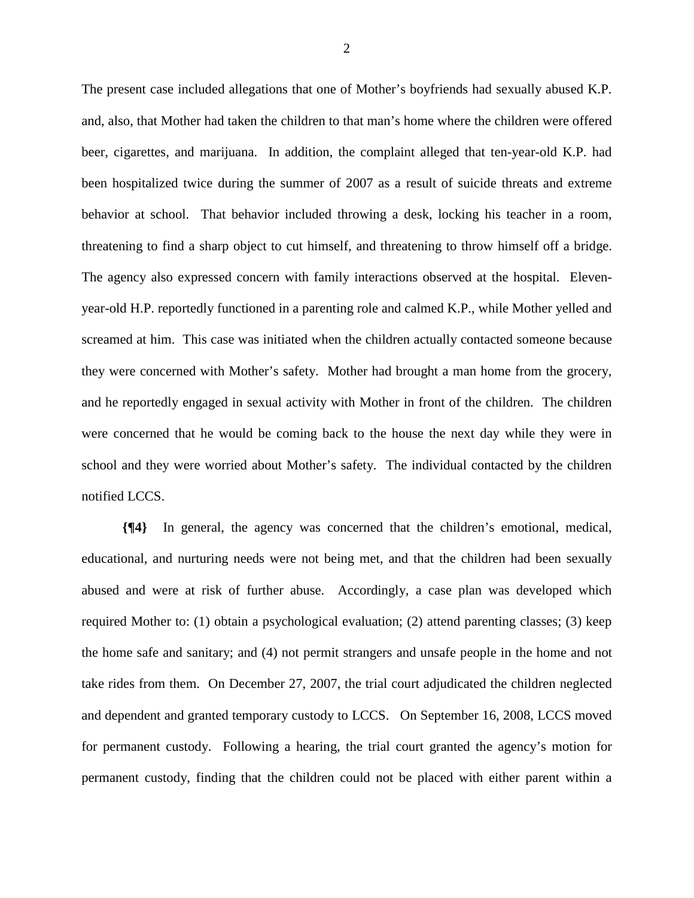The present case included allegations that one of Mother's boyfriends had sexually abused K.P. and, also, that Mother had taken the children to that man's home where the children were offered beer, cigarettes, and marijuana. In addition, the complaint alleged that ten-year-old K.P. had been hospitalized twice during the summer of 2007 as a result of suicide threats and extreme behavior at school. That behavior included throwing a desk, locking his teacher in a room, threatening to find a sharp object to cut himself, and threatening to throw himself off a bridge. The agency also expressed concern with family interactions observed at the hospital. Eleven-year-old H.P. reportedly functioned in a parenting role and calmed K.P., while Mother yelled and screamed at him. This case was initiated when the children actually contacted someone because they were concerned with Mother's safety. Mother had brought a man home from the grocery, and he reportedly engaged in sexual activity with Mother in front of the children. The children were concerned that he would be coming back to the house the next day while they were in school and they were worried about Mother's safety. The individual contacted by the children notified LCCS.

**{¶4}** In general, the agency was concerned that the children's emotional, medical, educational, and nurturing needs were not being met, and that the children had been sexually abused and were at risk of further abuse. Accordingly, a case plan was developed which required Mother to: (1) obtain a psychological evaluation; (2) attend parenting classes; (3) keep the home safe and sanitary; and (4) not permit strangers and unsafe people in the home and not take rides from them. On December 27, 2007, the trial court adjudicated the children neglected and dependent and granted temporary custody to LCCS. On September 16, 2008, LCCS moved for permanent custody. Following a hearing, the trial court granted the agency's motion for permanent custody, finding that the children could not be placed with either parent within a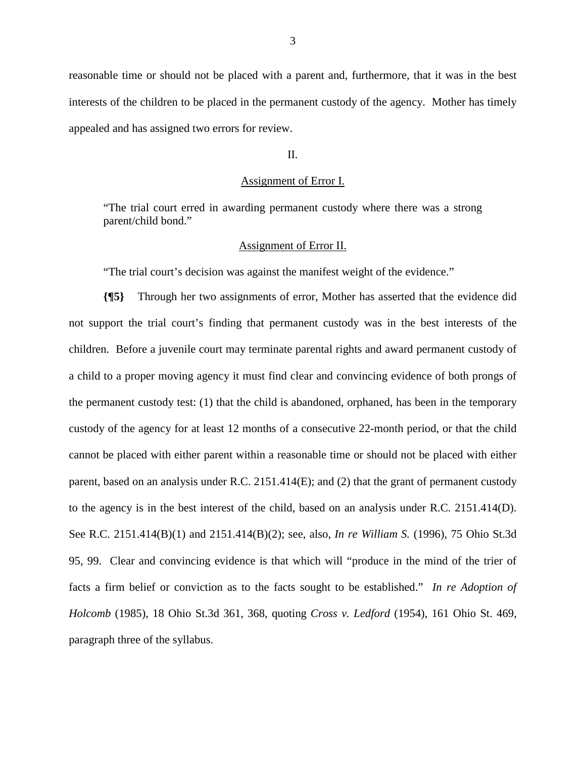reasonable time or should not be placed with a parent and, furthermore, that it was in the best interests of the children to be placed in the permanent custody of the agency. Mother has timely appealed and has assigned two errors for review.

II.

Assignment of Error I.

> "The trial court erred in awarding permanent custody where there was a strong parent/child bond."

Assignment of Error II.

> "The trial court's decision was against the manifest weight of the evidence."

**{¶5}** Through her two assignments of error, Mother has asserted that the evidence did not support the trial court's finding that permanent custody was in the best interests of the children. Before a juvenile court may terminate parental rights and award permanent custody of a child to a proper moving agency it must find clear and convincing evidence of both prongs of the permanent custody test: (1) that the child is abandoned, orphaned, has been in the temporary custody of the agency for at least 12 months of a consecutive 22-month period, or that the child cannot be placed with either parent within a reasonable time or should not be placed with either parent, based on an analysis under R.C. 2151.414(E); and (2) that the grant of permanent custody to the agency is in the best interest of the child, based on an analysis under R.C. 2151.414(D). See R.C. 2151.414(B)(1) and 2151.414(B)(2); see, also, *In re William S.* (1996), 75 Ohio St.3d 95, 99. Clear and convincing evidence is that which will "produce in the mind of the trier of facts a firm belief or conviction as to the facts sought to be established." *In re Adoption of Holcomb* (1985), 18 Ohio St.3d 361, 368, quoting *Cross v. Ledford* (1954), 161 Ohio St. 469, paragraph three of the syllabus.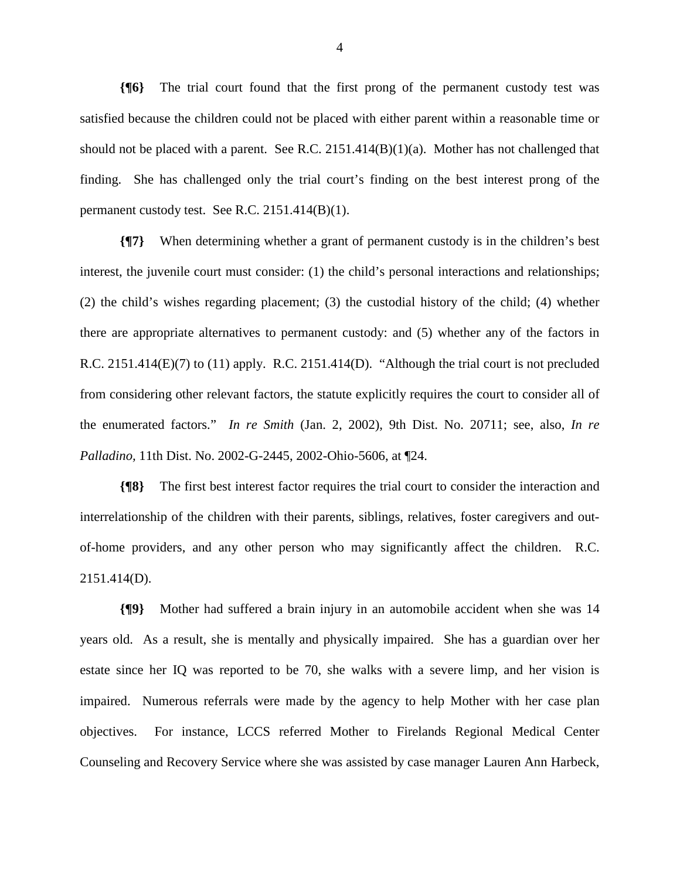**{¶6}** The trial court found that the first prong of the permanent custody test was satisfied because the children could not be placed with either parent within a reasonable time or should not be placed with a parent. See R.C. 2151.414(B)(1)(a). Mother has not challenged that finding. She has challenged only the trial court's finding on the best interest prong of the permanent custody test. See R.C. 2151.414(B)(1).

**{¶7}** When determining whether a grant of permanent custody is in the children's best interest, the juvenile court must consider: (1) the child's personal interactions and relationships; (2) the child's wishes regarding placement; (3) the custodial history of the child; (4) whether there are appropriate alternatives to permanent custody: and (5) whether any of the factors in R.C. 2151.414(E)(7) to (11) apply. R.C. 2151.414(D). "Although the trial court is not precluded from considering other relevant factors, the statute explicitly requires the court to consider all of the enumerated factors." *In re Smith* (Jan. 2, 2002), 9th Dist. No. 20711; see, also, *In re Palladino,* 11th Dist. No. 2002-G-2445, 2002-Ohio-5606, at ¶24.

**{¶8}** The first best interest factor requires the trial court to consider the interaction and interrelationship of the children with their parents, siblings, relatives, foster caregivers and out-of-home providers, and any other person who may significantly affect the children. R.C. 2151.414(D).

**{¶9}** Mother had suffered a brain injury in an automobile accident when she was 14 years old. As a result, she is mentally and physically impaired. She has a guardian over her estate since her IQ was reported to be 70, she walks with a severe limp, and her vision is impaired. Numerous referrals were made by the agency to help Mother with her case plan objectives. For instance, LCCS referred Mother to Firelands Regional Medical Center Counseling and Recovery Service where she was assisted by case manager Lauren Ann Harbeck,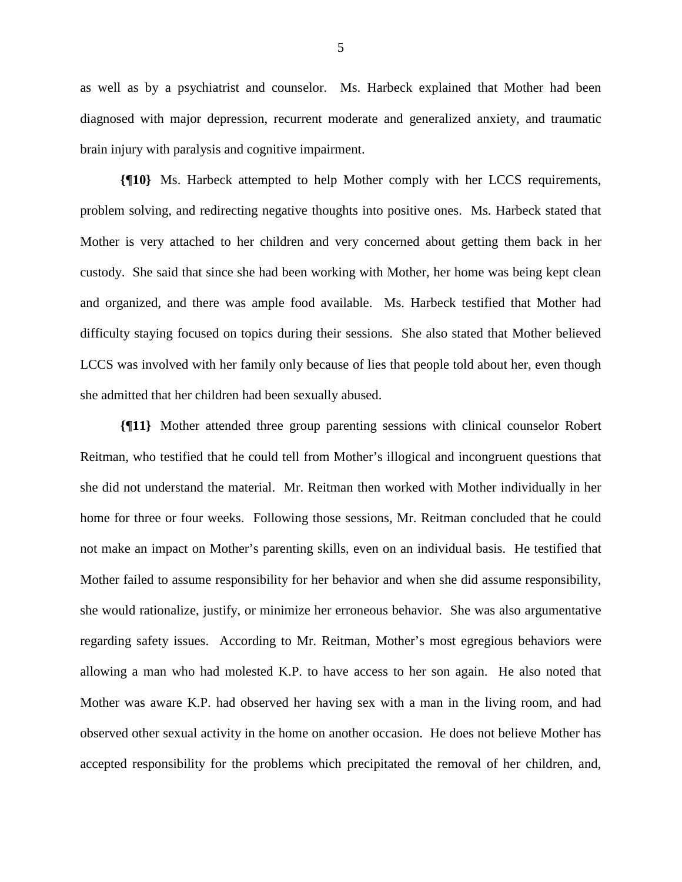as well as by a psychiatrist and counselor. Ms. Harbeck explained that Mother had been diagnosed with major depression, recurrent moderate and generalized anxiety, and traumatic brain injury with paralysis and cognitive impairment.

**{¶10}** Ms. Harbeck attempted to help Mother comply with her LCCS requirements, problem solving, and redirecting negative thoughts into positive ones. Ms. Harbeck stated that Mother is very attached to her children and very concerned about getting them back in her custody. She said that since she had been working with Mother, her home was being kept clean and organized, and there was ample food available. Ms. Harbeck testified that Mother had difficulty staying focused on topics during their sessions. She also stated that Mother believed LCCS was involved with her family only because of lies that people told about her, even though she admitted that her children had been sexually abused.

**{¶11}** Mother attended three group parenting sessions with clinical counselor Robert Reitman, who testified that he could tell from Mother's illogical and incongruent questions that she did not understand the material. Mr. Reitman then worked with Mother individually in her home for three or four weeks. Following those sessions, Mr. Reitman concluded that he could not make an impact on Mother's parenting skills, even on an individual basis. He testified that Mother failed to assume responsibility for her behavior and when she did assume responsibility, she would rationalize, justify, or minimize her erroneous behavior. She was also argumentative regarding safety issues. According to Mr. Reitman, Mother's most egregious behaviors were allowing a man who had molested K.P. to have access to her son again. He also noted that Mother was aware K.P. had observed her having sex with a man in the living room, and had observed other sexual activity in the home on another occasion. He does not believe Mother has accepted responsibility for the problems which precipitated the removal of her children, and,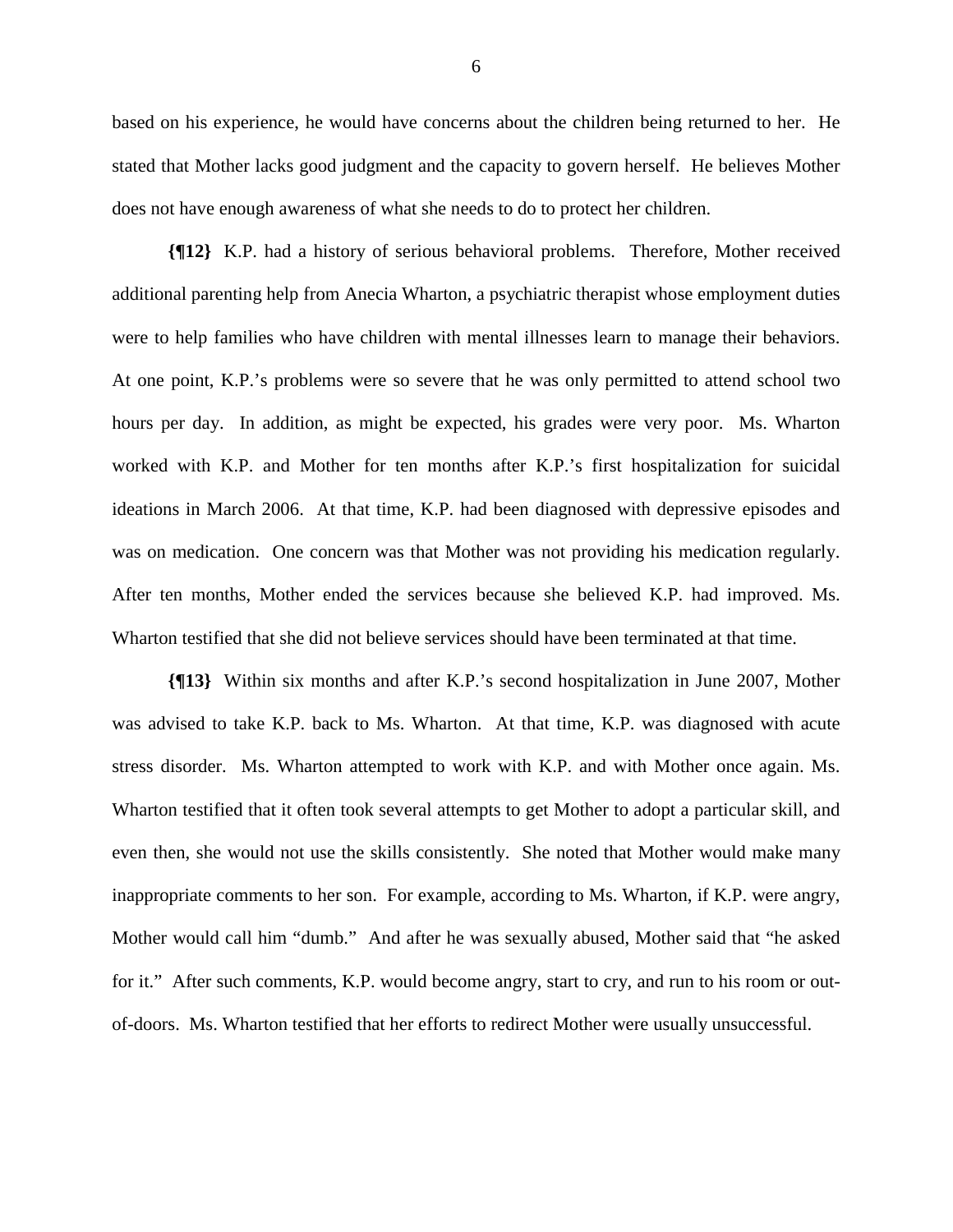based on his experience, he would have concerns about the children being returned to her. He stated that Mother lacks good judgment and the capacity to govern herself. He believes Mother does not have enough awareness of what she needs to do to protect her children.

**{¶12}** K.P. had a history of serious behavioral problems. Therefore, Mother received additional parenting help from Anecia Wharton, a psychiatric therapist whose employment duties were to help families who have children with mental illnesses learn to manage their behaviors. At one point, K.P.'s problems were so severe that he was only permitted to attend school two hours per day. In addition, as might be expected, his grades were very poor. Ms. Wharton worked with K.P. and Mother for ten months after K.P.'s first hospitalization for suicidal ideations in March 2006. At that time, K.P. had been diagnosed with depressive episodes and was on medication. One concern was that Mother was not providing his medication regularly. After ten months, Mother ended the services because she believed K.P. had improved. Ms. Wharton testified that she did not believe services should have been terminated at that time.

**{¶13}** Within six months and after K.P.'s second hospitalization in June 2007, Mother was advised to take K.P. back to Ms. Wharton. At that time, K.P. was diagnosed with acute stress disorder. Ms. Wharton attempted to work with K.P. and with Mother once again. Ms. Wharton testified that it often took several attempts to get Mother to adopt a particular skill, and even then, she would not use the skills consistently. She noted that Mother would make many inappropriate comments to her son. For example, according to Ms. Wharton, if K.P. were angry, Mother would call him "dumb." And after he was sexually abused, Mother said that "he asked for it." After such comments, K.P. would become angry, start to cry, and run to his room or out-of-doors. Ms. Wharton testified that her efforts to redirect Mother were usually unsuccessful.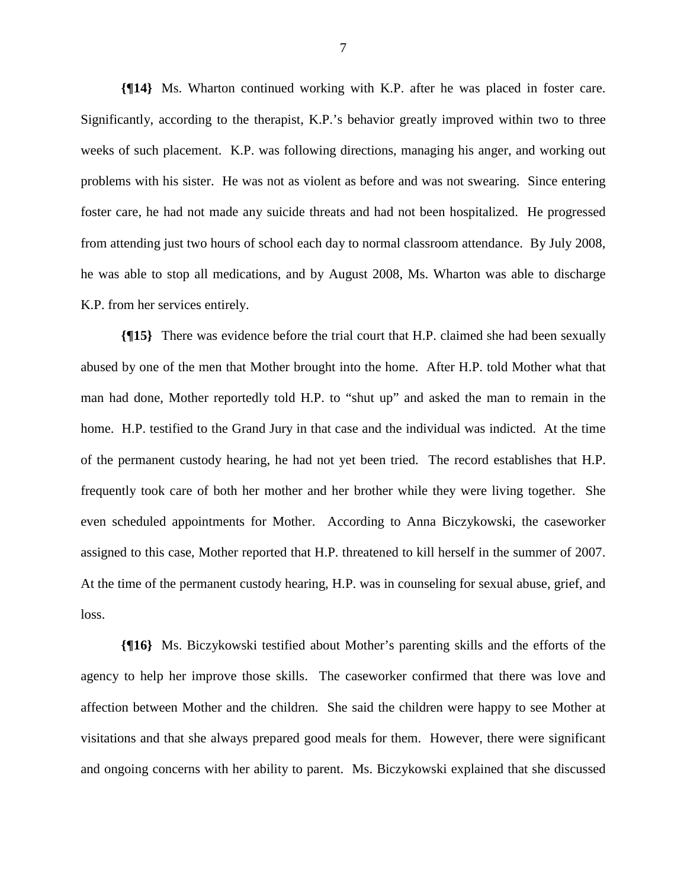**{¶14}** Ms. Wharton continued working with K.P. after he was placed in foster care. Significantly, according to the therapist, K.P.'s behavior greatly improved within two to three weeks of such placement. K.P. was following directions, managing his anger, and working out problems with his sister. He was not as violent as before and was not swearing. Since entering foster care, he had not made any suicide threats and had not been hospitalized. He progressed from attending just two hours of school each day to normal classroom attendance. By July 2008, he was able to stop all medications, and by August 2008, Ms. Wharton was able to discharge K.P. from her services entirely.

**{¶15}** There was evidence before the trial court that H.P. claimed she had been sexually abused by one of the men that Mother brought into the home. After H.P. told Mother what that man had done, Mother reportedly told H.P. to "shut up" and asked the man to remain in the home. H.P. testified to the Grand Jury in that case and the individual was indicted. At the time of the permanent custody hearing, he had not yet been tried. The record establishes that H.P. frequently took care of both her mother and her brother while they were living together. She even scheduled appointments for Mother. According to Anna Biczykowski, the caseworker assigned to this case, Mother reported that H.P. threatened to kill herself in the summer of 2007. At the time of the permanent custody hearing, H.P. was in counseling for sexual abuse, grief, and loss.

**{¶16}** Ms. Biczykowski testified about Mother's parenting skills and the efforts of the agency to help her improve those skills. The caseworker confirmed that there was love and affection between Mother and the children. She said the children were happy to see Mother at visitations and that she always prepared good meals for them. However, there were significant and ongoing concerns with her ability to parent. Ms. Biczykowski explained that she discussed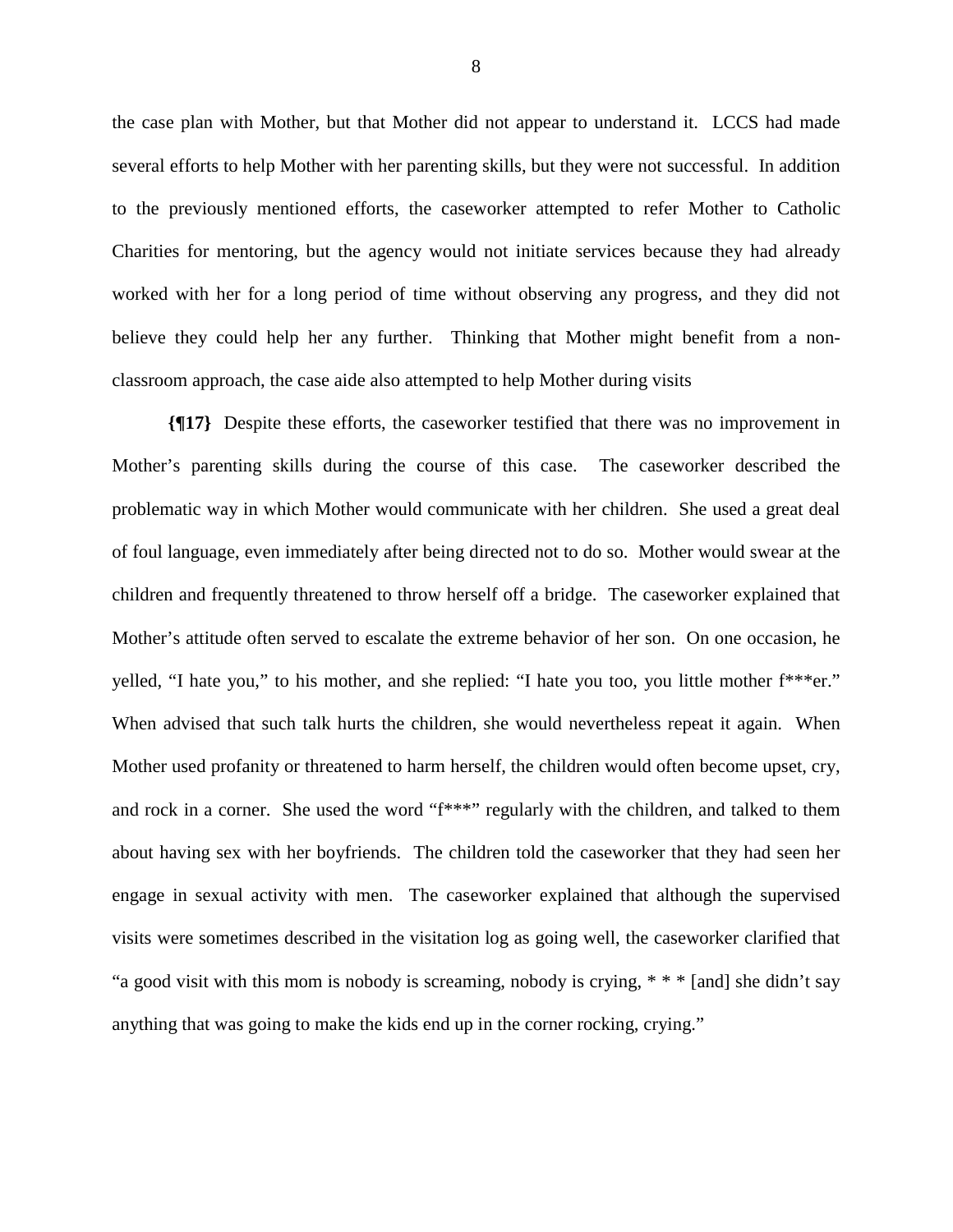the case plan with Mother, but that Mother did not appear to understand it. LCCS had made several efforts to help Mother with her parenting skills, but they were not successful. In addition to the previously mentioned efforts, the caseworker attempted to refer Mother to Catholic Charities for mentoring, but the agency would not initiate services because they had already worked with her for a long period of time without observing any progress, and they did not believe they could help her any further. Thinking that Mother might benefit from a non-classroom approach, the case aide also attempted to help Mother during visits

**{¶17}** Despite these efforts, the caseworker testified that there was no improvement in Mother's parenting skills during the course of this case. The caseworker described the problematic way in which Mother would communicate with her children. She used a great deal of foul language, even immediately after being directed not to do so. Mother would swear at the children and frequently threatened to throw herself off a bridge. The caseworker explained that Mother's attitude often served to escalate the extreme behavior of her son. On one occasion, he yelled, "I hate you," to his mother, and she replied: "I hate you too, you little mother f***er." When advised that such talk hurts the children, she would nevertheless repeat it again. When Mother used profanity or threatened to harm herself, the children would often become upset, cry, and rock in a corner. She used the word "f***" regularly with the children, and talked to them about having sex with her boyfriends. The children told the caseworker that they had seen her engage in sexual activity with men. The caseworker explained that although the supervised visits were sometimes described in the visitation log as going well, the caseworker clarified that "a good visit with this mom is nobody is screaming, nobody is crying, * * * [and] she didn't say anything that was going to make the kids end up in the corner rocking, crying."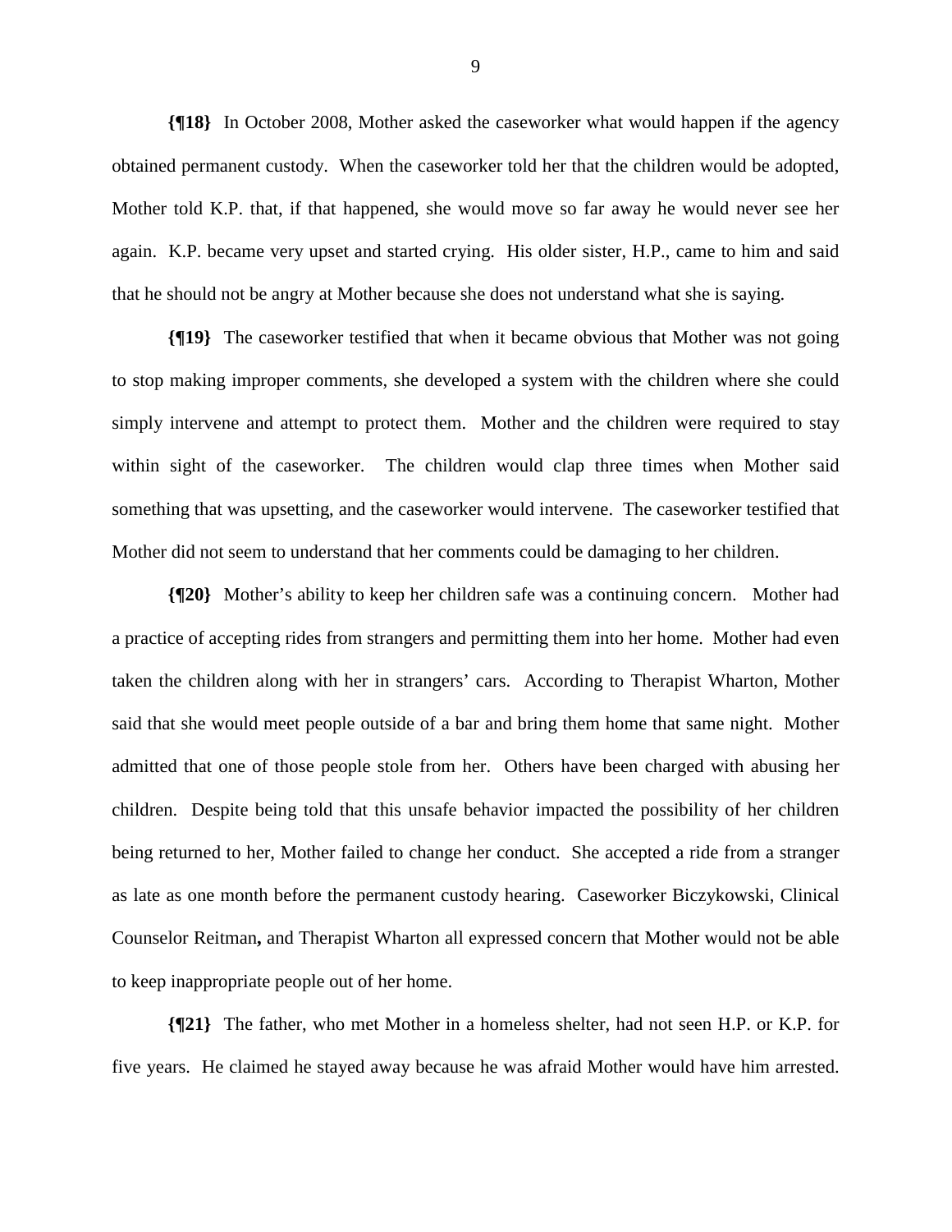**{¶18}** In October 2008, Mother asked the caseworker what would happen if the agency obtained permanent custody. When the caseworker told her that the children would be adopted, Mother told K.P. that, if that happened, she would move so far away he would never see her again. K.P. became very upset and started crying. His older sister, H.P., came to him and said that he should not be angry at Mother because she does not understand what she is saying.

**{¶19}** The caseworker testified that when it became obvious that Mother was not going to stop making improper comments, she developed a system with the children where she could simply intervene and attempt to protect them. Mother and the children were required to stay within sight of the caseworker. The children would clap three times when Mother said something that was upsetting, and the caseworker would intervene. The caseworker testified that Mother did not seem to understand that her comments could be damaging to her children.

**{¶20}** Mother's ability to keep her children safe was a continuing concern. Mother had a practice of accepting rides from strangers and permitting them into her home. Mother had even taken the children along with her in strangers' cars. According to Therapist Wharton, Mother said that she would meet people outside of a bar and bring them home that same night. Mother admitted that one of those people stole from her. Others have been charged with abusing her children. Despite being told that this unsafe behavior impacted the possibility of her children being returned to her, Mother failed to change her conduct. She accepted a ride from a stranger as late as one month before the permanent custody hearing. Caseworker Biczykowski, Clinical Counselor Reitman, and Therapist Wharton all expressed concern that Mother would not be able to keep inappropriate people out of her home.

**{¶21}** The father, who met Mother in a homeless shelter, had not seen H.P. or K.P. for five years. He claimed he stayed away because he was afraid Mother would have him arrested.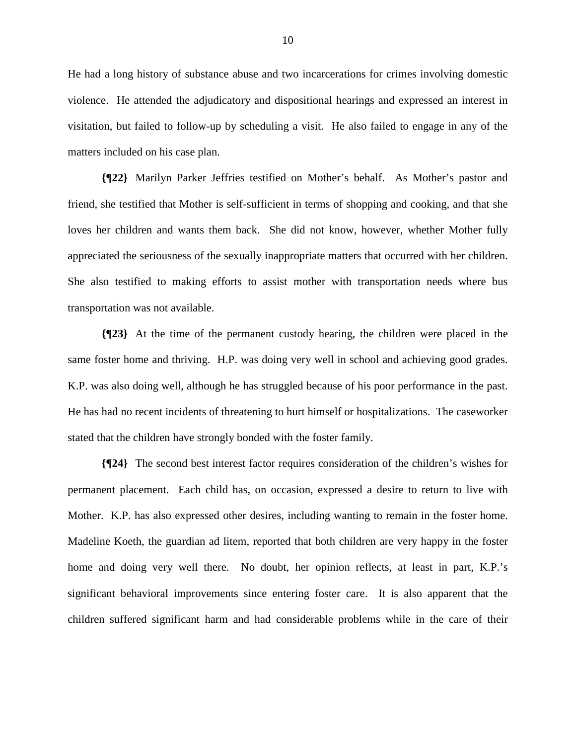He had a long history of substance abuse and two incarcerations for crimes involving domestic violence. He attended the adjudicatory and dispositional hearings and expressed an interest in visitation, but failed to follow-up by scheduling a visit. He also failed to engage in any of the matters included on his case plan.

**{¶22}** Marilyn Parker Jeffries testified on Mother's behalf. As Mother's pastor and friend, she testified that Mother is self-sufficient in terms of shopping and cooking, and that she loves her children and wants them back. She did not know, however, whether Mother fully appreciated the seriousness of the sexually inappropriate matters that occurred with her children. She also testified to making efforts to assist mother with transportation needs where bus transportation was not available.

**{¶23}** At the time of the permanent custody hearing, the children were placed in the same foster home and thriving. H.P. was doing very well in school and achieving good grades. K.P. was also doing well, although he has struggled because of his poor performance in the past. He has had no recent incidents of threatening to hurt himself or hospitalizations. The caseworker stated that the children have strongly bonded with the foster family.

**{¶24}** The second best interest factor requires consideration of the children's wishes for permanent placement. Each child has, on occasion, expressed a desire to return to live with Mother. K.P. has also expressed other desires, including wanting to remain in the foster home. Madeline Koeth, the guardian ad litem, reported that both children are very happy in the foster home and doing very well there. No doubt, her opinion reflects, at least in part, K.P.'s significant behavioral improvements since entering foster care. It is also apparent that the children suffered significant harm and had considerable problems while in the care of their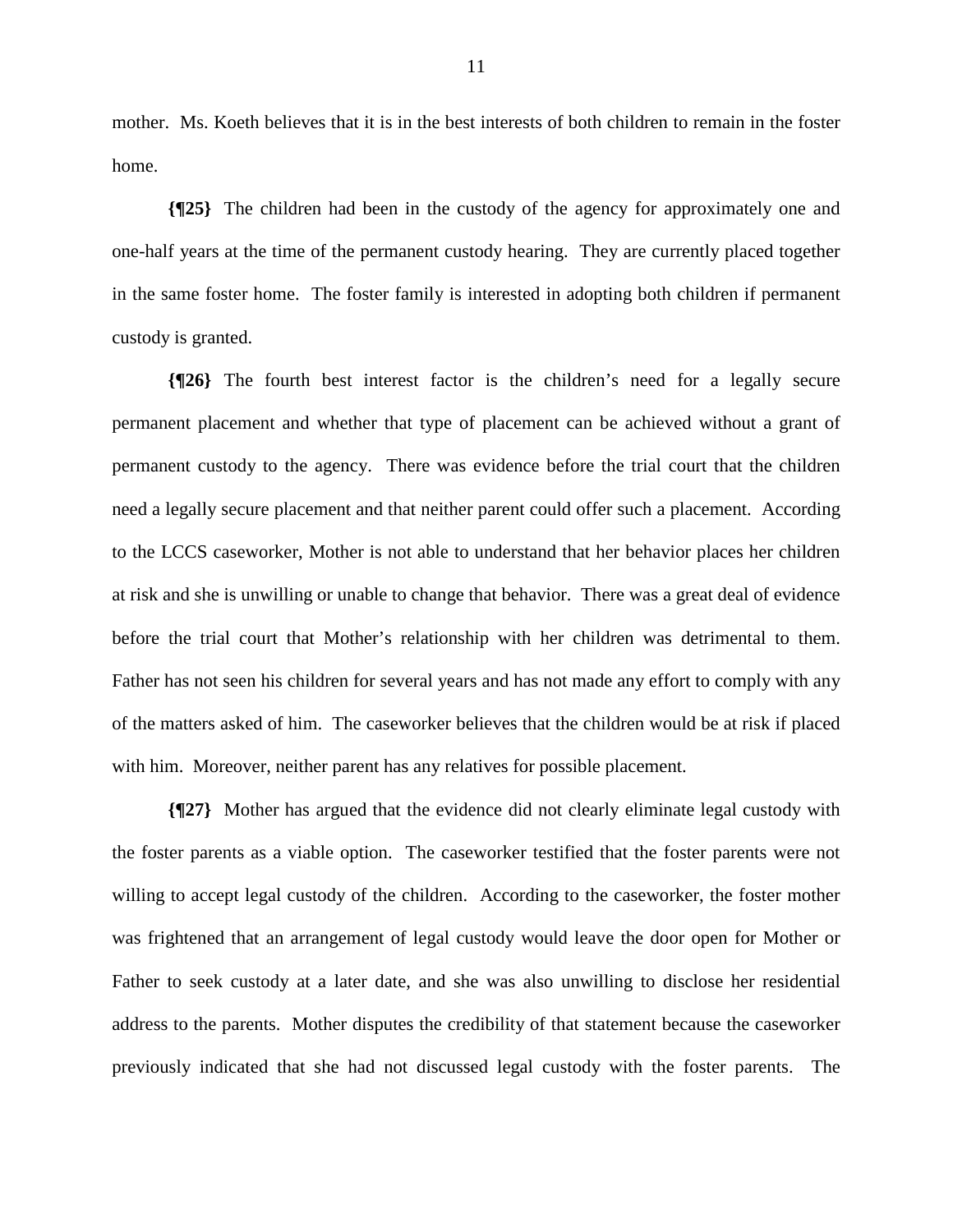mother. Ms. Koeth believes that it is in the best interests of both children to remain in the foster home.

**{¶25}** The children had been in the custody of the agency for approximately one and one-half years at the time of the permanent custody hearing. They are currently placed together in the same foster home. The foster family is interested in adopting both children if permanent custody is granted.

**{¶26}** The fourth best interest factor is the children's need for a legally secure permanent placement and whether that type of placement can be achieved without a grant of permanent custody to the agency. There was evidence before the trial court that the children need a legally secure placement and that neither parent could offer such a placement. According to the LCCS caseworker, Mother is not able to understand that her behavior places her children at risk and she is unwilling or unable to change that behavior. There was a great deal of evidence before the trial court that Mother's relationship with her children was detrimental to them. Father has not seen his children for several years and has not made any effort to comply with any of the matters asked of him. The caseworker believes that the children would be at risk if placed with him. Moreover, neither parent has any relatives for possible placement.

**{¶27}** Mother has argued that the evidence did not clearly eliminate legal custody with the foster parents as a viable option. The caseworker testified that the foster parents were not willing to accept legal custody of the children. According to the caseworker, the foster mother was frightened that an arrangement of legal custody would leave the door open for Mother or Father to seek custody at a later date, and she was also unwilling to disclose her residential address to the parents. Mother disputes the credibility of that statement because the caseworker previously indicated that she had not discussed legal custody with the foster parents. The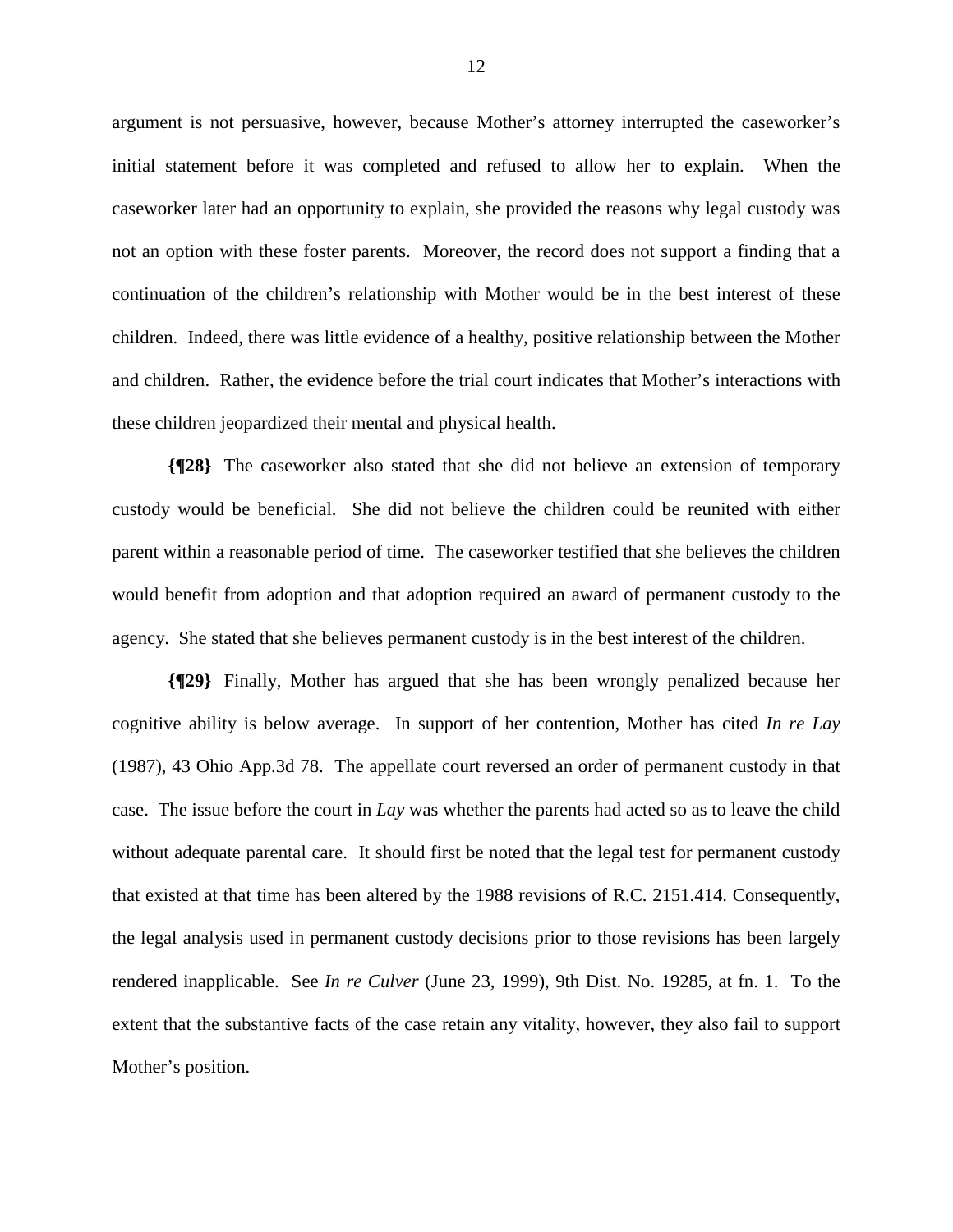argument is not persuasive, however, because Mother's attorney interrupted the caseworker's initial statement before it was completed and refused to allow her to explain. When the caseworker later had an opportunity to explain, she provided the reasons why legal custody was not an option with these foster parents. Moreover, the record does not support a finding that a continuation of the children's relationship with Mother would be in the best interest of these children. Indeed, there was little evidence of a healthy, positive relationship between the Mother and children. Rather, the evidence before the trial court indicates that Mother's interactions with these children jeopardized their mental and physical health.

**{¶28}** The caseworker also stated that she did not believe an extension of temporary custody would be beneficial. She did not believe the children could be reunited with either parent within a reasonable period of time. The caseworker testified that she believes the children would benefit from adoption and that adoption required an award of permanent custody to the agency. She stated that she believes permanent custody is in the best interest of the children.

**{¶29}** Finally, Mother has argued that she has been wrongly penalized because her cognitive ability is below average. In support of her contention, Mother has cited *In re Lay* (1987), 43 Ohio App.3d 78. The appellate court reversed an order of permanent custody in that case. The issue before the court in *Lay* was whether the parents had acted so as to leave the child without adequate parental care. It should first be noted that the legal test for permanent custody that existed at that time has been altered by the 1988 revisions of R.C. 2151.414. Consequently, the legal analysis used in permanent custody decisions prior to those revisions has been largely rendered inapplicable. See *In re Culver* (June 23, 1999), 9th Dist. No. 19285, at fn. 1. To the extent that the substantive facts of the case retain any vitality, however, they also fail to support Mother's position.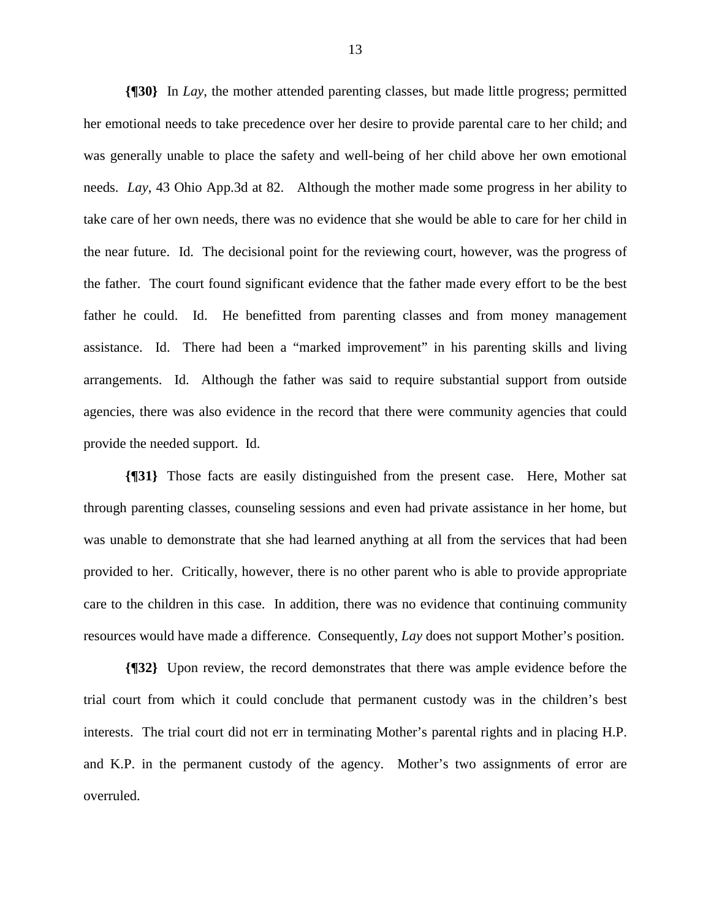**{¶30}** In *Lay*, the mother attended parenting classes, but made little progress; permitted her emotional needs to take precedence over her desire to provide parental care to her child; and was generally unable to place the safety and well-being of her child above her own emotional needs. *Lay*, 43 Ohio App.3d at 82. Although the mother made some progress in her ability to take care of her own needs, there was no evidence that she would be able to care for her child in the near future. Id. The decisional point for the reviewing court, however, was the progress of the father. The court found significant evidence that the father made every effort to be the best father he could. Id. He benefitted from parenting classes and from money management assistance. Id. There had been a "marked improvement" in his parenting skills and living arrangements. Id. Although the father was said to require substantial support from outside agencies, there was also evidence in the record that there were community agencies that could provide the needed support. Id.

**{¶31}** Those facts are easily distinguished from the present case. Here, Mother sat through parenting classes, counseling sessions and even had private assistance in her home, but was unable to demonstrate that she had learned anything at all from the services that had been provided to her. Critically, however, there is no other parent who is able to provide appropriate care to the children in this case. In addition, there was no evidence that continuing community resources would have made a difference. Consequently, *Lay* does not support Mother's position.

**{¶32}** Upon review, the record demonstrates that there was ample evidence before the trial court from which it could conclude that permanent custody was in the children's best interests. The trial court did not err in terminating Mother's parental rights and in placing H.P. and K.P. in the permanent custody of the agency. Mother's two assignments of error are overruled.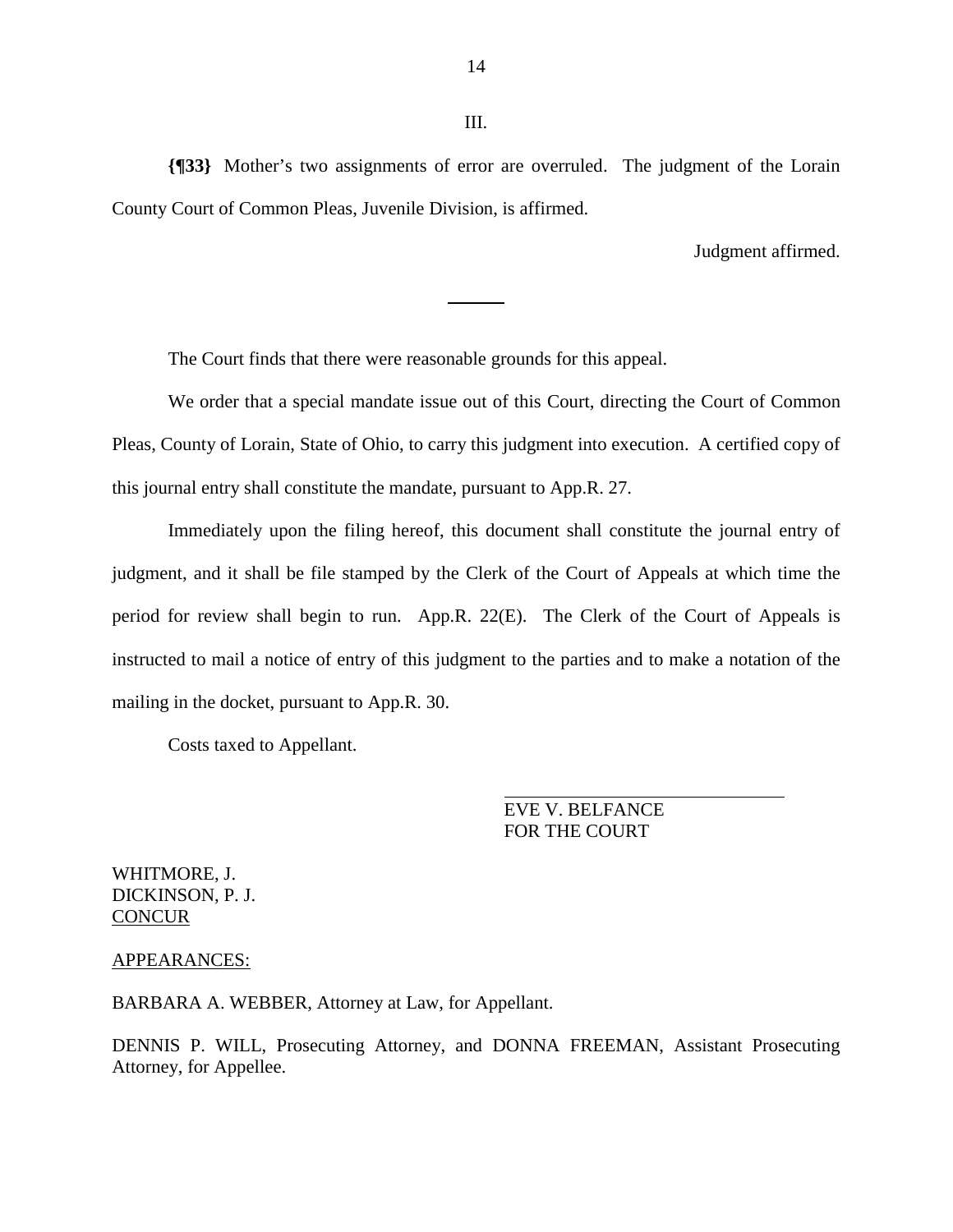III.

**{¶33}** Mother's two assignments of error are overruled. The judgment of the Lorain County Court of Common Pleas, Juvenile Division, is affirmed.

Judgment affirmed.

---

The Court finds that there were reasonable grounds for this appeal.

We order that a special mandate issue out of this Court, directing the Court of Common Pleas, County of Lorain, State of Ohio, to carry this judgment into execution. A certified copy of this journal entry shall constitute the mandate, pursuant to App.R. 27.

Immediately upon the filing hereof, this document shall constitute the journal entry of judgment, and it shall be file stamped by the Clerk of the Court of Appeals at which time the period for review shall begin to run. App.R. 22(E). The Clerk of the Court of Appeals is instructed to mail a notice of entry of this judgment to the parties and to make a notation of the mailing in the docket, pursuant to App.R. 30.

Costs taxed to Appellant.

EVE V. BELFANCE
FOR THE COURT

WHITMORE, J.
DICKINSON, P. J.
CONCUR

APPEARANCES:

BARBARA A. WEBBER, Attorney at Law, for Appellant.

DENNIS P. WILL, Prosecuting Attorney, and DONNA FREEMAN, Assistant Prosecuting Attorney, for Appellee.